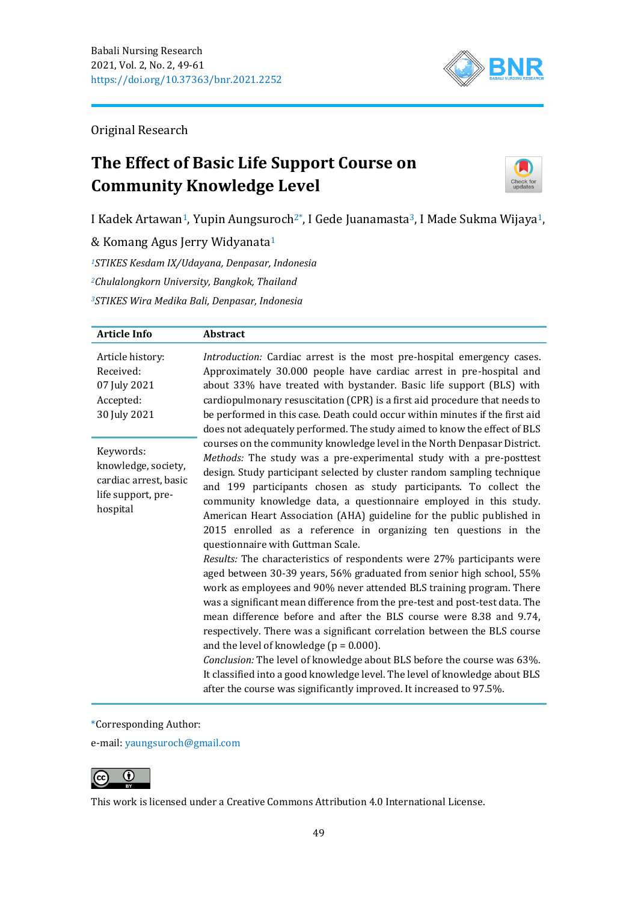Babali Nursing Research
2021, Vol. 2, No. 2, 49-61
https://doi.org/10.37363/bnr.2021.2252

Original Research

# The Effect of Basic Life Support Course on Community Knowledge Level

I Kadek Artawan[1], Yupin Aungsuroch[2*], I Gede Juanamasta[3], I Made Sukma Wijaya[1], & Komang Agus Jerry Widyanata[1]

[1]*STIKES Kesdam IX/Udayana, Denpasar, Indonesia*

[2]*Chulalongkorn University, Bangkok, Thailand*

[3]*STIKES Wira Medika Bali, Denpasar, Indonesia*

**Article Info**

Article history:
Received:
07 July 2021
Accepted:
30 July 2021

Keywords:
knowledge, society, cardiac arrest, basic life support, pre-hospital

**Abstract**

*Introduction:* Cardiac arrest is the most pre-hospital emergency cases. Approximately 30.000 people have cardiac arrest in pre-hospital and about 33% have treated with bystander. Basic life support (BLS) with cardiopulmonary resuscitation (CPR) is a first aid procedure that needs to be performed in this case. Death could occur within minutes if the first aid does not adequately performed. The study aimed to know the effect of BLS courses on the community knowledge level in the North Denpasar District.
*Methods:* The study was a pre-experimental study with a pre-posttest design. Study participant selected by cluster random sampling technique and 199 participants chosen as study participants. To collect the community knowledge data, a questionnaire employed in this study. American Heart Association (AHA) guideline for the public published in 2015 enrolled as a reference in organizing ten questions in the questionnaire with Guttman Scale.
*Results:* The characteristics of respondents were 27% participants were aged between 30-39 years, 56% graduated from senior high school, 55% work as employees and 90% never attended BLS training program. There was a significant mean difference from the pre-test and post-test data. The mean difference before and after the BLS course were 8.38 and 9.74, respectively. There was a significant correlation between the BLS course and the level of knowledge ($p = 0.000$).
*Conclusion:* The level of knowledge about BLS before the course was 63%. It classified into a good knowledge level. The level of knowledge about BLS after the course was significantly improved. It increased to 97.5%.

*Corresponding Author:
e-mail: yaungsuroch@gmail.com

This work is licensed under a Creative Commons Attribution 4.0 International License.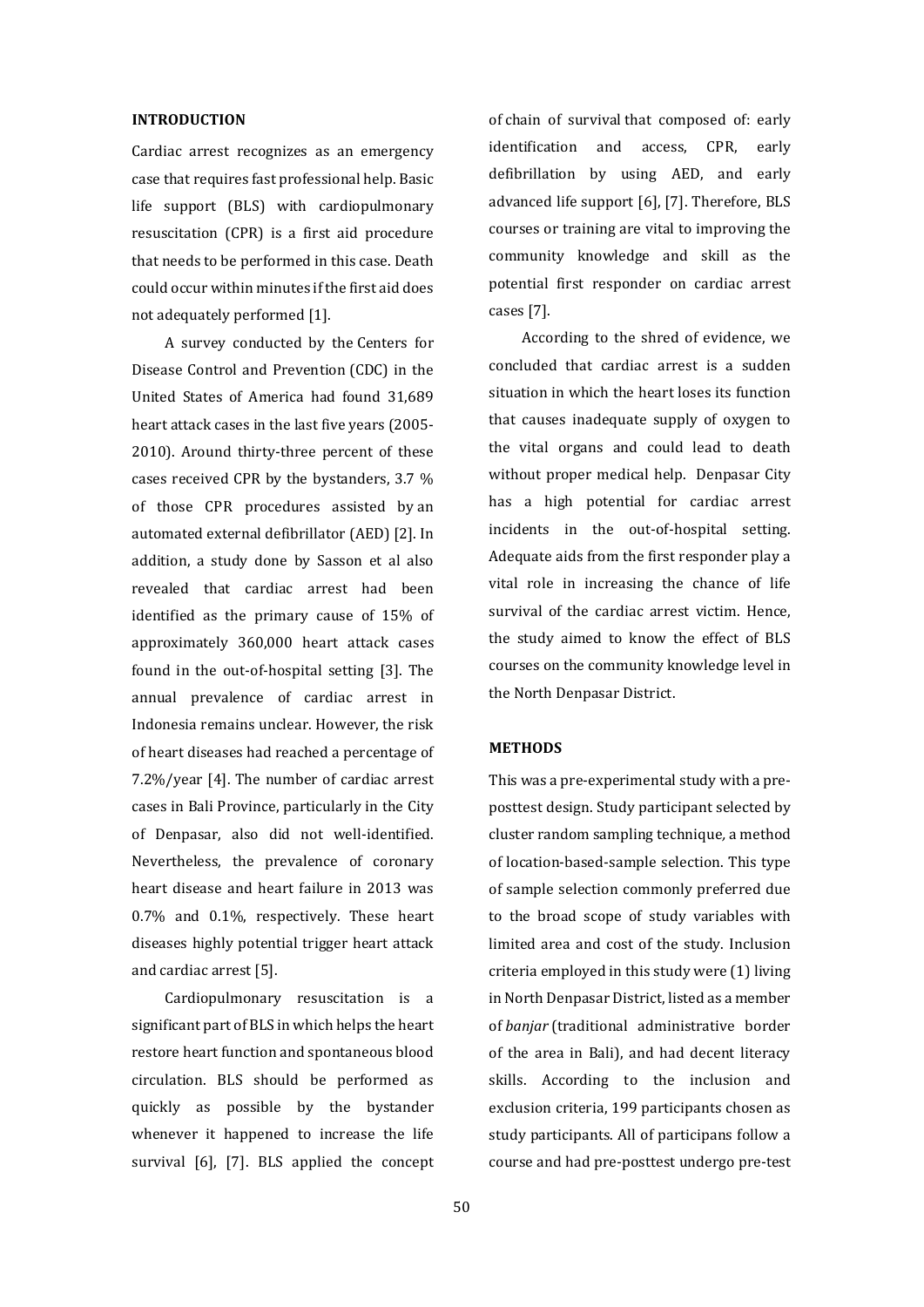## INTRODUCTION

Cardiac arrest recognizes as an emergency case that requires fast professional help. Basic life support (BLS) with cardiopulmonary resuscitation (CPR) is a first aid procedure that needs to be performed in this case. Death could occur within minutes if the first aid does not adequately performed [1].

A survey conducted by the Centers for Disease Control and Prevention (CDC) in the United States of America had found 31,689 heart attack cases in the last five years (2005-2010). Around thirty-three percent of these cases received CPR by the bystanders, 3.7 % of those CPR procedures assisted by an automated external defibrillator (AED) [2]. In addition, a study done by Sasson et al also revealed that cardiac arrest had been identified as the primary cause of 15% of approximately 360,000 heart attack cases found in the out-of-hospital setting [3]. The annual prevalence of cardiac arrest in Indonesia remains unclear. However, the risk of heart diseases had reached a percentage of 7.2%/year [4]. The number of cardiac arrest cases in Bali Province, particularly in the City of Denpasar, also did not well-identified. Nevertheless, the prevalence of coronary heart disease and heart failure in 2013 was 0.7% and 0.1%, respectively. These heart diseases highly potential trigger heart attack and cardiac arrest [5].

Cardiopulmonary resuscitation is a significant part of BLS in which helps the heart restore heart function and spontaneous blood circulation. BLS should be performed as quickly as possible by the bystander whenever it happened to increase the life survival [6], [7]. BLS applied the concept of chain of survival that composed of: early identification and access, CPR, early defibrillation by using AED, and early advanced life support [6], [7]. Therefore, BLS courses or training are vital to improving the community knowledge and skill as the potential first responder on cardiac arrest cases [7].

According to the shred of evidence, we concluded that cardiac arrest is a sudden situation in which the heart loses its function that causes inadequate supply of oxygen to the vital organs and could lead to death without proper medical help. Denpasar City has a high potential for cardiac arrest incidents in the out-of-hospital setting. Adequate aids from the first responder play a vital role in increasing the chance of life survival of the cardiac arrest victim. Hence, the study aimed to know the effect of BLS courses on the community knowledge level in the North Denpasar District.

## METHODS

This was a pre-experimental study with a pre-posttest design. Study participant selected by cluster random sampling technique, a method of location-based-sample selection. This type of sample selection commonly preferred due to the broad scope of study variables with limited area and cost of the study. Inclusion criteria employed in this study were (1) living in North Denpasar District, listed as a member of *banjar* (traditional administrative border of the area in Bali), and had decent literacy skills. According to the inclusion and exclusion criteria, 199 participants chosen as study participants. All of participans follow a course and had pre-posttest undergo pre-test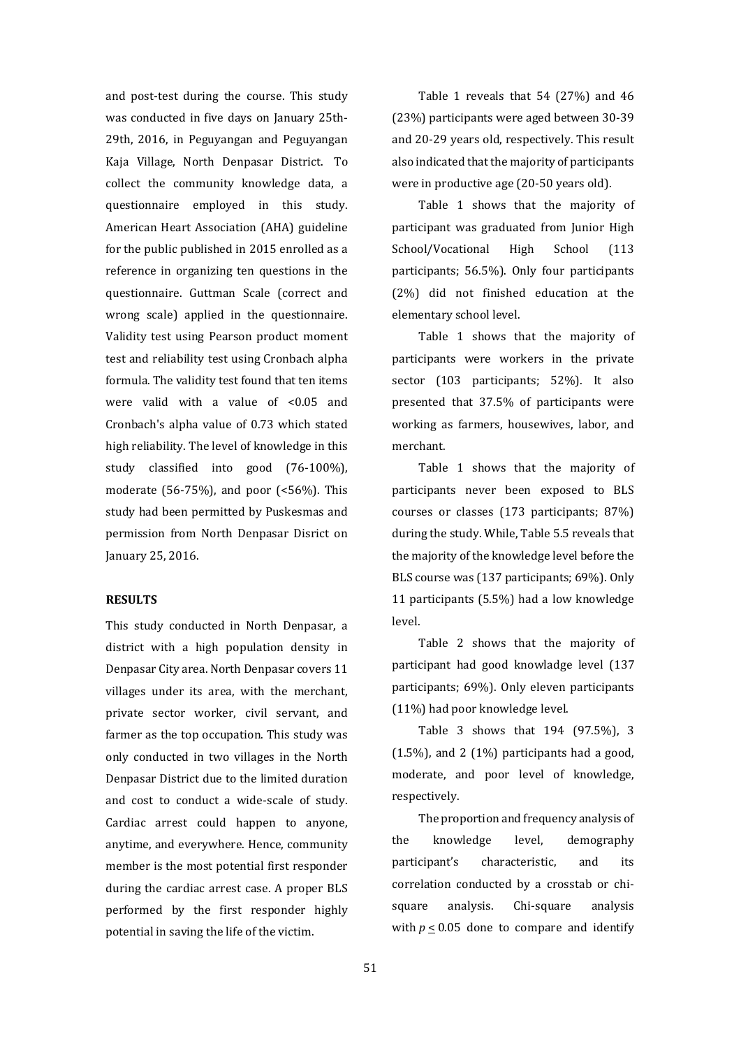and post-test during the course. This study was conducted in five days on January 25th-29th, 2016, in Peguyangan and Peguyangan Kaja Village, North Denpasar District. To collect the community knowledge data, a questionnaire employed in this study. American Heart Association (AHA) guideline for the public published in 2015 enrolled as a reference in organizing ten questions in the questionnaire. Guttman Scale (correct and wrong scale) applied in the questionnaire. Validity test using Pearson product moment test and reliability test using Cronbach alpha formula. The validity test found that ten items were valid with a value of <0.05 and Cronbach's alpha value of 0.73 which stated high reliability. The level of knowledge in this study classified into good (76-100%), moderate (56-75%), and poor (<56%). This study had been permitted by Puskesmas and permission from North Denpasar Disrict on January 25, 2016.

## RESULTS

This study conducted in North Denpasar, a district with a high population density in Denpasar City area. North Denpasar covers 11 villages under its area, with the merchant, private sector worker, civil servant, and farmer as the top occupation. This study was only conducted in two villages in the North Denpasar District due to the limited duration and cost to conduct a wide-scale of study. Cardiac arrest could happen to anyone, anytime, and everywhere. Hence, community member is the most potential first responder during the cardiac arrest case. A proper BLS performed by the first responder highly potential in saving the life of the victim.

Table 1 reveals that 54 (27%) and 46 (23%) participants were aged between 30-39 and 20-29 years old, respectively. This result also indicated that the majority of participants were in productive age (20-50 years old).

Table 1 shows that the majority of participant was graduated from Junior High School/Vocational High School (113 participants; 56.5%). Only four participants (2%) did not finished education at the elementary school level.

Table 1 shows that the majority of participants were workers in the private sector (103 participants; 52%). It also presented that 37.5% of participants were working as farmers, housewives, labor, and merchant.

Table 1 shows that the majority of participants never been exposed to BLS courses or classes (173 participants; 87%) during the study. While, Table 5.5 reveals that the majority of the knowledge level before the BLS course was (137 participants; 69%). Only 11 participants (5.5%) had a low knowledge level.

Table 2 shows that the majority of participant had good knowladge level (137 participants; 69%). Only eleven participants (11%) had poor knowledge level.

Table 3 shows that 194 (97.5%), 3 (1.5%), and 2 (1%) participants had a good, moderate, and poor level of knowledge, respectively.

The proportion and frequency analysis of the knowledge level, demography participant's characteristic, and its correlation conducted by a crosstab or chi-square analysis. Chi-square analysis with $p \leq 0.05$ done to compare and identify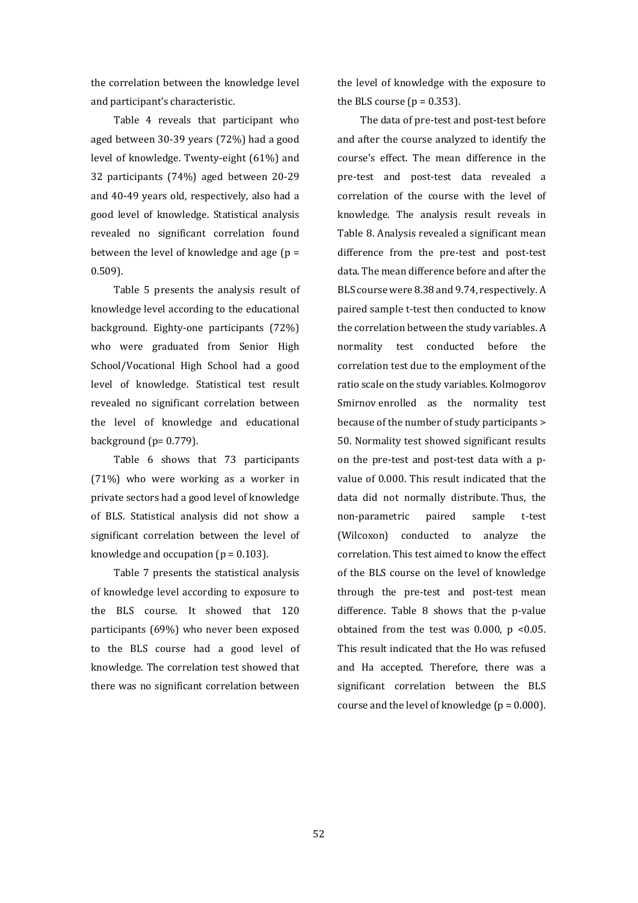the correlation between the knowledge level and participant's characteristic.

Table 4 reveals that participant who aged between 30-39 years (72%) had a good level of knowledge. Twenty-eight (61%) and 32 participants (74%) aged between 20-29 and 40-49 years old, respectively, also had a good level of knowledge. Statistical analysis revealed no significant correlation found between the level of knowledge and age ($p = 0.509$).

Table 5 presents the analysis result of knowledge level according to the educational background. Eighty-one participants (72%) who were graduated from Senior High School/Vocational High School had a good level of knowledge. Statistical test result revealed no significant correlation between the level of knowledge and educational background ($p = 0.779$).

Table 6 shows that 73 participants (71%) who were working as a worker in private sectors had a good level of knowledge of BLS. Statistical analysis did not show a significant correlation between the level of knowledge and occupation ($p = 0.103$).

Table 7 presents the statistical analysis of knowledge level according to exposure to the BLS course. It showed that 120 participants (69%) who never been exposed to the BLS course had a good level of knowledge. The correlation test showed that there was no significant correlation between the level of knowledge with the exposure to the BLS course ($p = 0.353$).

The data of pre-test and post-test before and after the course analyzed to identify the course's effect. The mean difference in the pre-test and post-test data revealed a correlation of the course with the level of knowledge. The analysis result reveals in Table 8. Analysis revealed a significant mean difference from the pre-test and post-test data. The mean difference before and after the BLS course were 8.38 and 9.74, respectively. A paired sample t-test then conducted to know the correlation between the study variables. A normality test conducted before the correlation test due to the employment of the ratio scale on the study variables. Kolmogorov Smirnov enrolled as the normality test because of the number of study participants > 50. Normality test showed significant results on the pre-test and post-test data with a p-value of 0.000. This result indicated that the data did not normally distribute. Thus, the non-parametric paired sample t-test (Wilcoxon) conducted to analyze the correlation. This test aimed to know the effect of the BLS course on the level of knowledge through the pre-test and post-test mean difference. Table 8 shows that the p-value obtained from the test was 0.000, $p < 0.05$. This result indicated that the Ho was refused and Ha accepted. Therefore, there was a significant correlation between the BLS course and the level of knowledge ($p = 0.000$).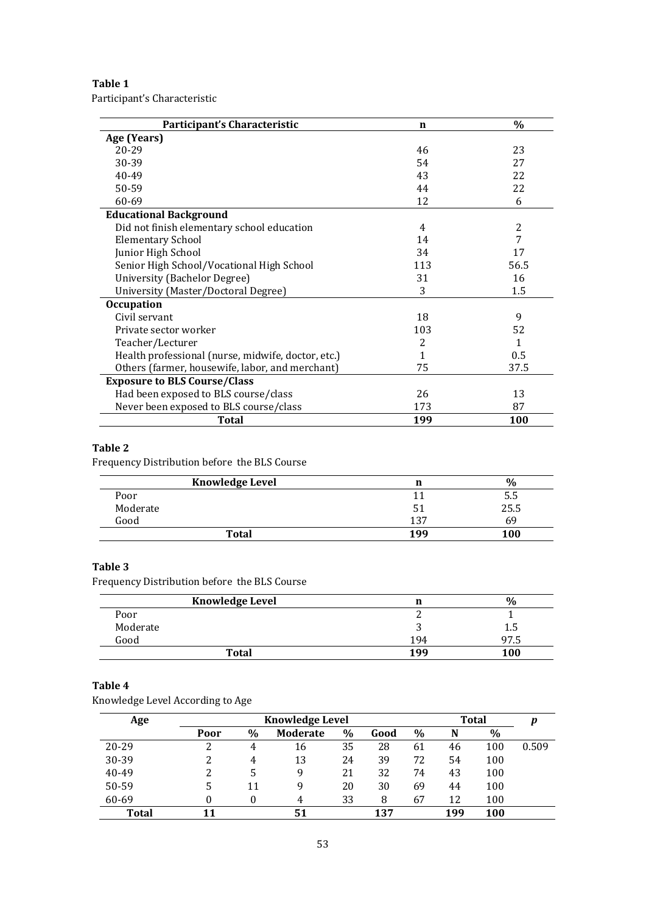**Table 1**

Participant's Characteristic

| Participant's Characteristic | n | % |
|---|---|---|
| **Age (Years)** | | |
| 20-29 | 46 | 23 |
| 30-39 | 54 | 27 |
| 40-49 | 43 | 22 |
| 50-59 | 44 | 22 |
| 60-69 | 12 | 6 |
| **Educational Background** | | |
| Did not finish elementary school education | 4 | 2 |
| Elementary School | 14 | 7 |
| Junior High School | 34 | 17 |
| Senior High School/Vocational High School | 113 | 56.5 |
| University (Bachelor Degree) | 31 | 16 |
| University (Master/Doctoral Degree) | 3 | 1.5 |
| **Occupation** | | |
| Civil servant | 18 | 9 |
| Private sector worker | 103 | 52 |
| Teacher/Lecturer | 2 | 1 |
| Health professional (nurse, midwife, doctor, etc.) | 1 | 0.5 |
| Others (farmer, housewife, labor, and merchant) | 75 | 37.5 |
| **Exposure to BLS Course/Class** | | |
| Had been exposed to BLS course/class | 26 | 13 |
| Never been exposed to BLS course/class | 173 | 87 |
| **Total** | **199** | **100** |

**Table 2**

Frequency Distribution before the BLS Course

| Knowledge Level | n | % |
|---|---|---|
| Poor | 11 | 5.5 |
| Moderate | 51 | 25.5 |
| Good | 137 | 69 |
| **Total** | **199** | **100** |

**Table 3**

Frequency Distribution before the BLS Course

| Knowledge Level | n | % |
|---|---|---|
| Poor | 2 | 1 |
| Moderate | 3 | 1.5 |
| Good | 194 | 97.5 |
| **Total** | **199** | **100** |

**Table 4**

Knowledge Level According to Age

| Age | Knowledge Level | | | | | | Total | | *p* |
|---|---|---|---|---|---|---|---|---|---|
| | Poor | % | Moderate | % | Good | % | N | % | |
| 20-29 | 2 | 4 | 16 | 35 | 28 | 61 | 46 | 100 | 0.509 |
| 30-39 | 2 | 4 | 13 | 24 | 39 | 72 | 54 | 100 | |
| 40-49 | 2 | 5 | 9 | 21 | 32 | 74 | 43 | 100 | |
| 50-59 | 5 | 11 | 9 | 20 | 30 | 69 | 44 | 100 | |
| 60-69 | 0 | 0 | 4 | 33 | 8 | 67 | 12 | 100 | |
| **Total** | **11** | | **51** | | **137** | | **199** | **100** | |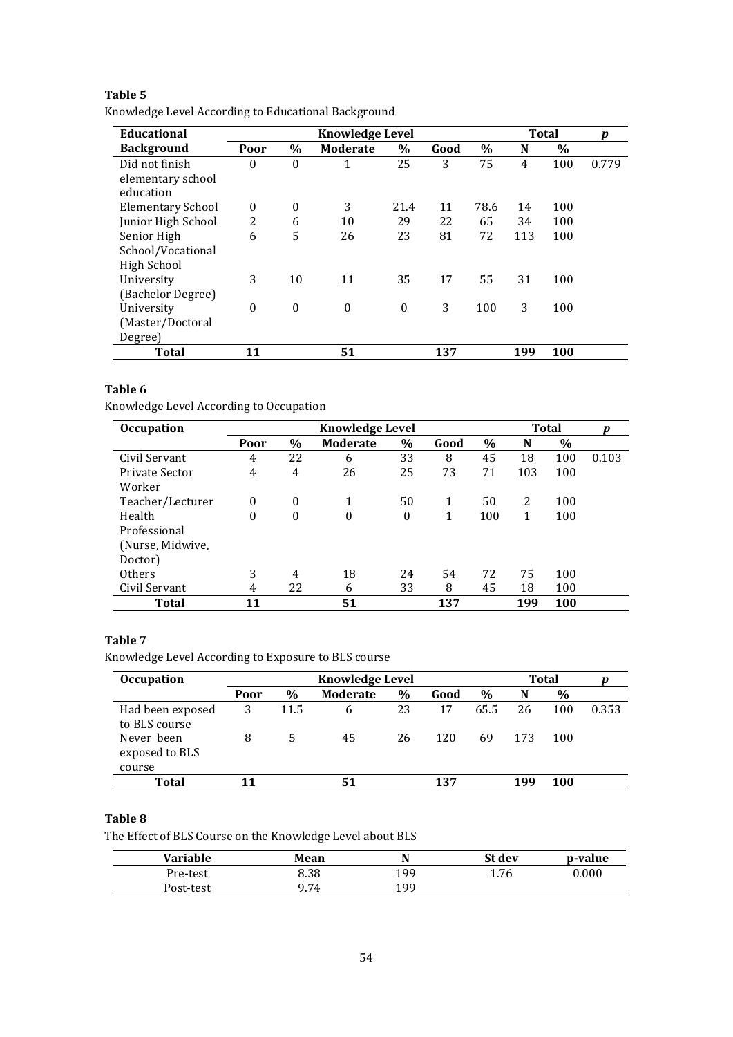**Table 5**

Knowledge Level According to Educational Background

| Educational Background | Knowledge Level | | | | | | Total | | p |
|---|---|---|---|---|---|---|---|---|---|
| | Poor | % | Moderate | % | Good | % | N | % | |
| Did not finish elementary school education | 0 | 0 | 1 | 25 | 3 | 75 | 4 | 100 | 0.779 |
| Elementary School | 0 | 0 | 3 | 21.4 | 11 | 78.6 | 14 | 100 | |
| Junior High School | 2 | 6 | 10 | 29 | 22 | 65 | 34 | 100 | |
| Senior High School/Vocational High School | 6 | 5 | 26 | 23 | 81 | 72 | 113 | 100 | |
| University (Bachelor Degree) | 3 | 10 | 11 | 35 | 17 | 55 | 31 | 100 | |
| University (Master/Doctoral Degree) | 0 | 0 | 0 | 0 | 3 | 100 | 3 | 100 | |
| **Total** | **11** | | **51** | | **137** | | **199** | **100** | |

**Table 6**

Knowledge Level According to Occupation

| Occupation | Knowledge Level | | | | | | Total | | p |
|---|---|---|---|---|---|---|---|---|---|
| | Poor | % | Moderate | % | Good | % | N | % | |
| Civil Servant | 4 | 22 | 6 | 33 | 8 | 45 | 18 | 100 | 0.103 |
| Private Sector Worker | 4 | 4 | 26 | 25 | 73 | 71 | 103 | 100 | |
| Teacher/Lecturer | 0 | 0 | 1 | 50 | 1 | 50 | 2 | 100 | |
| Health Professional (Nurse, Midwive, Doctor) | 0 | 0 | 0 | 0 | 1 | 100 | 1 | 100 | |
| Others | 3 | 4 | 18 | 24 | 54 | 72 | 75 | 100 | |
| Civil Servant | 4 | 22 | 6 | 33 | 8 | 45 | 18 | 100 | |
| **Total** | **11** | | **51** | | **137** | | **199** | **100** | |

**Table 7**

Knowledge Level According to Exposure to BLS course

| Occupation | Knowledge Level | | | | | | Total | | p |
|---|---|---|---|---|---|---|---|---|---|
| | Poor | % | Moderate | % | Good | % | N | % | |
| Had been exposed to BLS course | 3 | 11.5 | 6 | 23 | 17 | 65.5 | 26 | 100 | 0.353 |
| Never been exposed to BLS course | 8 | 5 | 45 | 26 | 120 | 69 | 173 | 100 | |
| **Total** | **11** | | **51** | | **137** | | **199** | **100** | |

**Table 8**

The Effect of BLS Course on the Knowledge Level about BLS

| Variable | Mean | N | St dev | p-value |
|---|---|---|---|---|
| Pre-test | 8.38 | 199 | 1.76 | 0.000 |
| Post-test | 9.74 | 199 | | |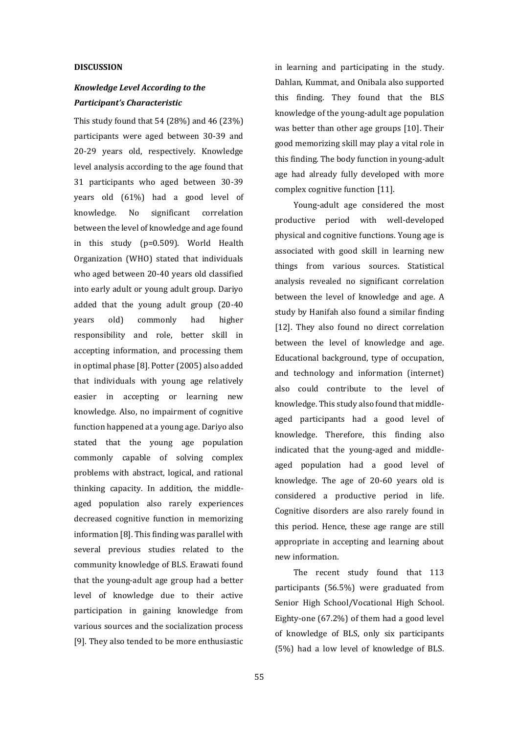## DISCUSSION

### *Knowledge Level According to the Participant's Characteristic*

This study found that 54 (28%) and 46 (23%) participants were aged between 30-39 and 20-29 years old, respectively. Knowledge level analysis according to the age found that 31 participants who aged between 30-39 years old (61%) had a good level of knowledge. No significant correlation between the level of knowledge and age found in this study (p=0.509). World Health Organization (WHO) stated that individuals who aged between 20-40 years old classified into early adult or young adult group. Dariyo added that the young adult group (20-40 years old) commonly had higher responsibility and role, better skill in accepting information, and processing them in optimal phase [8]. Potter (2005) also added that individuals with young age relatively easier in accepting or learning new knowledge. Also, no impairment of cognitive function happened at a young age. Dariyo also stated that the young age population commonly capable of solving complex problems with abstract, logical, and rational thinking capacity. In addition, the middle-aged population also rarely experiences decreased cognitive function in memorizing information [8]. This finding was parallel with several previous studies related to the community knowledge of BLS. Erawati found that the young-adult age group had a better level of knowledge due to their active participation in gaining knowledge from various sources and the socialization process [9]. They also tended to be more enthusiastic in learning and participating in the study. Dahlan, Kummat, and Onibala also supported this finding. They found that the BLS knowledge of the young-adult age population was better than other age groups [10]. Their good memorizing skill may play a vital role in this finding. The body function in young-adult age had already fully developed with more complex cognitive function [11].

Young-adult age considered the most productive period with well-developed physical and cognitive functions. Young age is associated with good skill in learning new things from various sources. Statistical analysis revealed no significant correlation between the level of knowledge and age. A study by Hanifah also found a similar finding [12]. They also found no direct correlation between the level of knowledge and age. Educational background, type of occupation, and technology and information (internet) also could contribute to the level of knowledge. This study also found that middle-aged participants had a good level of knowledge. Therefore, this finding also indicated that the young-aged and middle-aged population had a good level of knowledge. The age of 20-60 years old is considered a productive period in life. Cognitive disorders are also rarely found in this period. Hence, these age range are still appropriate in accepting and learning about new information.

The recent study found that 113 participants (56.5%) were graduated from Senior High School/Vocational High School. Eighty-one (67.2%) of them had a good level of knowledge of BLS, only six participants (5%) had a low level of knowledge of BLS.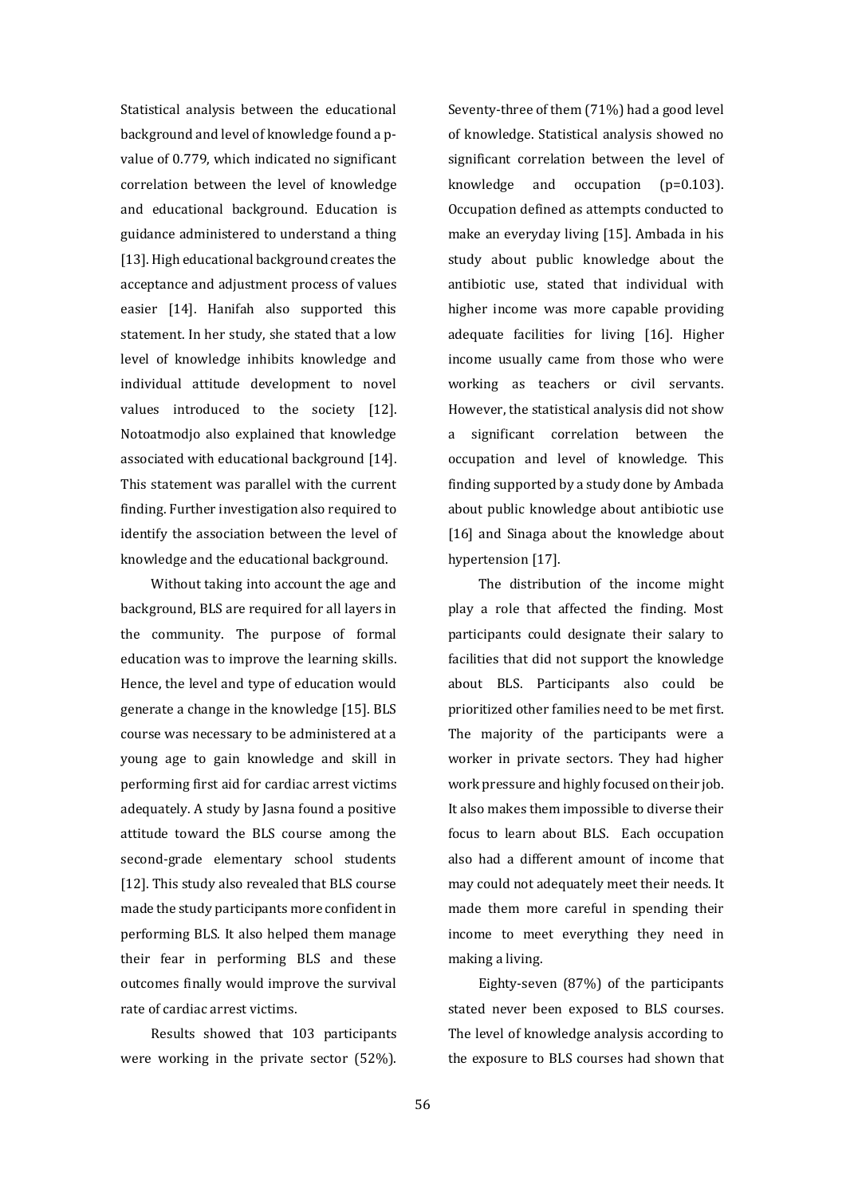Statistical analysis between the educational background and level of knowledge found a p-value of 0.779, which indicated no significant correlation between the level of knowledge and educational background. Education is guidance administered to understand a thing [13]. High educational background creates the acceptance and adjustment process of values easier [14]. Hanifah also supported this statement. In her study, she stated that a low level of knowledge inhibits knowledge and individual attitude development to novel values introduced to the society [12]. Notoatmodjo also explained that knowledge associated with educational background [14]. This statement was parallel with the current finding. Further investigation also required to identify the association between the level of knowledge and the educational background.

Without taking into account the age and background, BLS are required for all layers in the community. The purpose of formal education was to improve the learning skills. Hence, the level and type of education would generate a change in the knowledge [15]. BLS course was necessary to be administered at a young age to gain knowledge and skill in performing first aid for cardiac arrest victims adequately. A study by Jasna found a positive attitude toward the BLS course among the second-grade elementary school students [12]. This study also revealed that BLS course made the study participants more confident in performing BLS. It also helped them manage their fear in performing BLS and these outcomes finally would improve the survival rate of cardiac arrest victims.

Results showed that 103 participants were working in the private sector (52%). Seventy-three of them (71%) had a good level of knowledge. Statistical analysis showed no significant correlation between the level of knowledge and occupation (p=0.103). Occupation defined as attempts conducted to make an everyday living [15]. Ambada in his study about public knowledge about the antibiotic use, stated that individual with higher income was more capable providing adequate facilities for living [16]. Higher income usually came from those who were working as teachers or civil servants. However, the statistical analysis did not show a significant correlation between the occupation and level of knowledge. This finding supported by a study done by Ambada about public knowledge about antibiotic use [16] and Sinaga about the knowledge about hypertension [17].

The distribution of the income might play a role that affected the finding. Most participants could designate their salary to facilities that did not support the knowledge about BLS. Participants also could be prioritized other families need to be met first. The majority of the participants were a worker in private sectors. They had higher work pressure and highly focused on their job. It also makes them impossible to diverse their focus to learn about BLS. Each occupation also had a different amount of income that may could not adequately meet their needs. It made them more careful in spending their income to meet everything they need in making a living.

Eighty-seven (87%) of the participants stated never been exposed to BLS courses. The level of knowledge analysis according to the exposure to BLS courses had shown that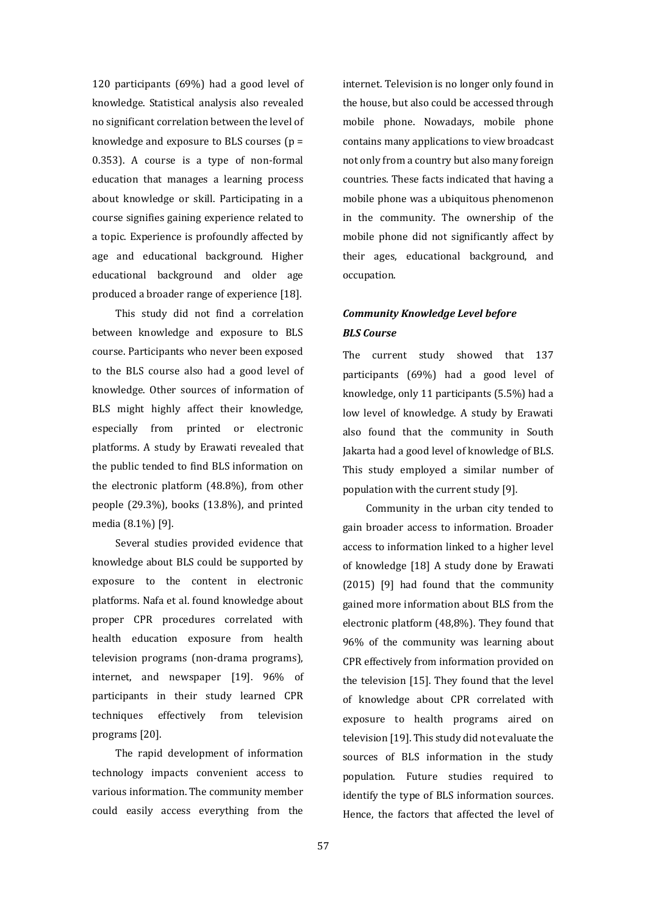120 participants (69%) had a good level of knowledge. Statistical analysis also revealed no significant correlation between the level of knowledge and exposure to BLS courses ($p = 0.353$). A course is a type of non-formal education that manages a learning process about knowledge or skill. Participating in a course signifies gaining experience related to a topic. Experience is profoundly affected by age and educational background. Higher educational background and older age produced a broader range of experience [18].

This study did not find a correlation between knowledge and exposure to BLS course. Participants who never been exposed to the BLS course also had a good level of knowledge. Other sources of information of BLS might highly affect their knowledge, especially from printed or electronic platforms. A study by Erawati revealed that the public tended to find BLS information on the electronic platform (48.8%), from other people (29.3%), books (13.8%), and printed media (8.1%) [9].

Several studies provided evidence that knowledge about BLS could be supported by exposure to the content in electronic platforms. Nafa et al. found knowledge about proper CPR procedures correlated with health education exposure from health television programs (non-drama programs), internet, and newspaper [19]. 96% of participants in their study learned CPR techniques effectively from television programs [20].

The rapid development of information technology impacts convenient access to various information. The community member could easily access everything from the internet. Television is no longer only found in the house, but also could be accessed through mobile phone. Nowadays, mobile phone contains many applications to view broadcast not only from a country but also many foreign countries. These facts indicated that having a mobile phone was a ubiquitous phenomenon in the community. The ownership of the mobile phone did not significantly affect by their ages, educational background, and occupation.

### *Community Knowledge Level before BLS Course*

The current study showed that 137 participants (69%) had a good level of knowledge, only 11 participants (5.5%) had a low level of knowledge. A study by Erawati also found that the community in South Jakarta had a good level of knowledge of BLS. This study employed a similar number of population with the current study [9].

Community in the urban city tended to gain broader access to information. Broader access to information linked to a higher level of knowledge [18] A study done by Erawati (2015) [9] had found that the community gained more information about BLS from the electronic platform (48,8%). They found that 96% of the community was learning about CPR effectively from information provided on the television [15]. They found that the level of knowledge about CPR correlated with exposure to health programs aired on television [19]. This study did not evaluate the sources of BLS information in the study population. Future studies required to identify the type of BLS information sources. Hence, the factors that affected the level of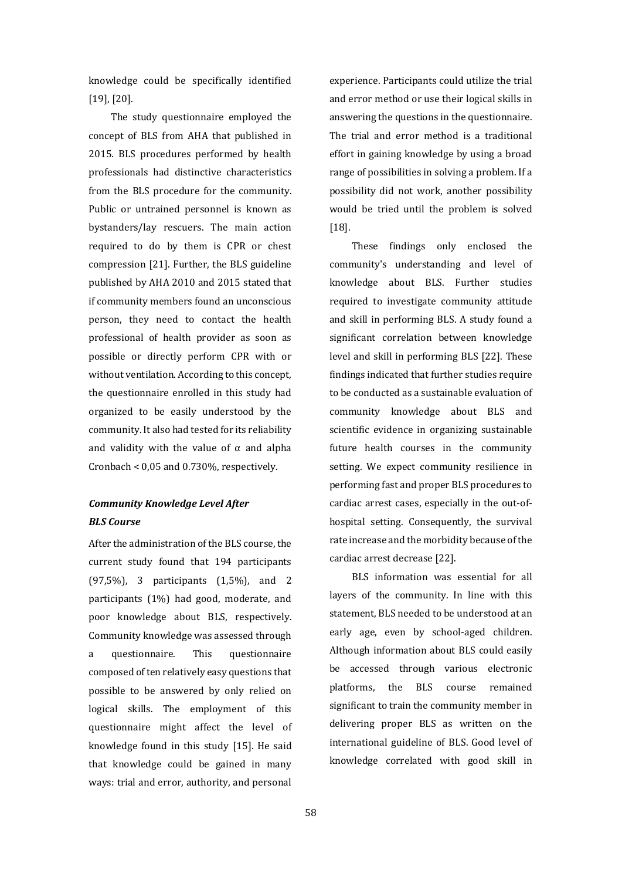knowledge could be specifically identified [19], [20].

The study questionnaire employed the concept of BLS from AHA that published in 2015. BLS procedures performed by health professionals had distinctive characteristics from the BLS procedure for the community. Public or untrained personnel is known as bystanders/lay rescuers. The main action required to do by them is CPR or chest compression [21]. Further, the BLS guideline published by AHA 2010 and 2015 stated that if community members found an unconscious person, they need to contact the health professional of health provider as soon as possible or directly perform CPR with or without ventilation. According to this concept, the questionnaire enrolled in this study had organized to be easily understood by the community. It also had tested for its reliability and validity with the value of α and alpha Cronbach < 0,05 and 0.730%, respectively.

### *Community Knowledge Level After BLS Course*

After the administration of the BLS course, the current study found that 194 participants (97,5%), 3 participants (1,5%), and 2 participants (1%) had good, moderate, and poor knowledge about BLS, respectively. Community knowledge was assessed through a questionnaire. This questionnaire composed of ten relatively easy questions that possible to be answered by only relied on logical skills. The employment of this questionnaire might affect the level of knowledge found in this study [15]. He said that knowledge could be gained in many ways: trial and error, authority, and personal experience. Participants could utilize the trial and error method or use their logical skills in answering the questions in the questionnaire. The trial and error method is a traditional effort in gaining knowledge by using a broad range of possibilities in solving a problem. If a possibility did not work, another possibility would be tried until the problem is solved [18].

These findings only enclosed the community's understanding and level of knowledge about BLS. Further studies required to investigate community attitude and skill in performing BLS. A study found a significant correlation between knowledge level and skill in performing BLS [22]. These findings indicated that further studies require to be conducted as a sustainable evaluation of community knowledge about BLS and scientific evidence in organizing sustainable future health courses in the community setting. We expect community resilience in performing fast and proper BLS procedures to cardiac arrest cases, especially in the out-of-hospital setting. Consequently, the survival rate increase and the morbidity because of the cardiac arrest decrease [22].

BLS information was essential for all layers of the community. In line with this statement, BLS needed to be understood at an early age, even by school-aged children. Although information about BLS could easily be accessed through various electronic platforms, the BLS course remained significant to train the community member in delivering proper BLS as written on the international guideline of BLS. Good level of knowledge correlated with good skill in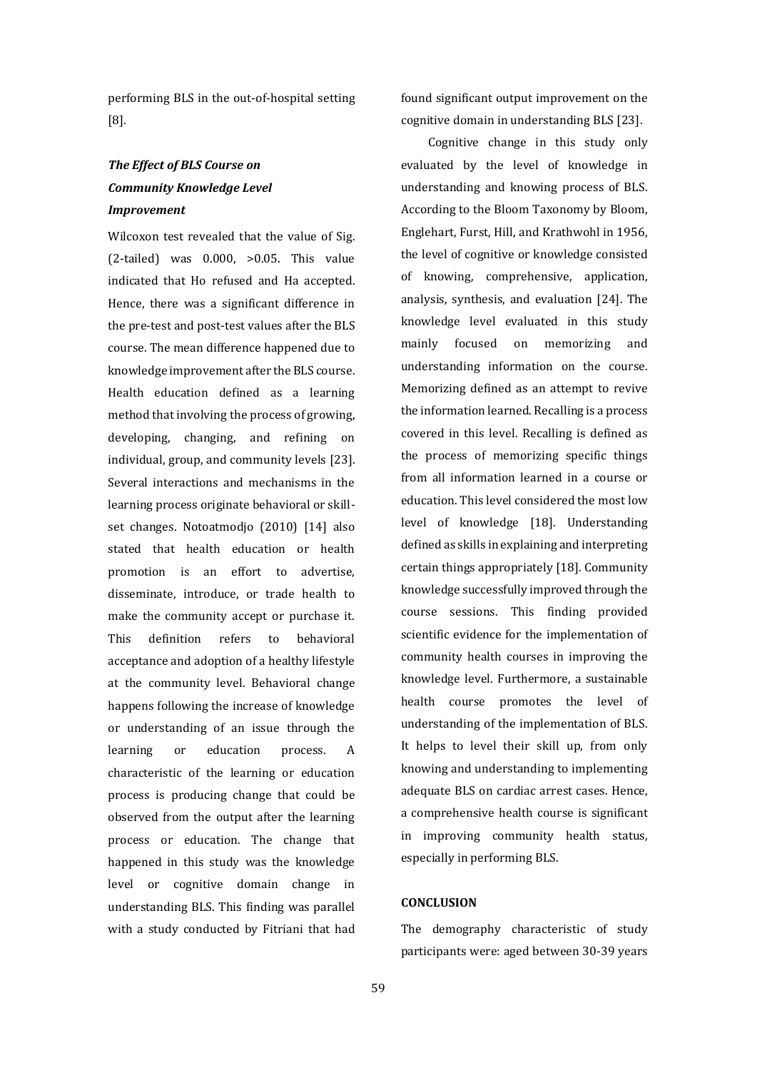performing BLS in the out-of-hospital setting [8].

### *The Effect of BLS Course on Community Knowledge Level Improvement*

Wilcoxon test revealed that the value of Sig. (2-tailed) was 0.000, >0.05. This value indicated that Ho refused and Ha accepted. Hence, there was a significant difference in the pre-test and post-test values after the BLS course. The mean difference happened due to knowledge improvement after the BLS course. Health education defined as a learning method that involving the process of growing, developing, changing, and refining on individual, group, and community levels [23]. Several interactions and mechanisms in the learning process originate behavioral or skill-set changes. Notoatmodjo (2010) [14] also stated that health education or health promotion is an effort to advertise, disseminate, introduce, or trade health to make the community accept or purchase it. This definition refers to behavioral acceptance and adoption of a healthy lifestyle at the community level. Behavioral change happens following the increase of knowledge or understanding of an issue through the learning or education process. A characteristic of the learning or education process is producing change that could be observed from the output after the learning process or education. The change that happened in this study was the knowledge level or cognitive domain change in understanding BLS. This finding was parallel with a study conducted by Fitriani that had found significant output improvement on the cognitive domain in understanding BLS [23].

Cognitive change in this study only evaluated by the level of knowledge in understanding and knowing process of BLS. According to the Bloom Taxonomy by Bloom, Englehart, Furst, Hill, and Krathwohl in 1956, the level of cognitive or knowledge consisted of knowing, comprehensive, application, analysis, synthesis, and evaluation [24]. The knowledge level evaluated in this study mainly focused on memorizing and understanding information on the course. Memorizing defined as an attempt to revive the information learned. Recalling is a process covered in this level. Recalling is defined as the process of memorizing specific things from all information learned in a course or education. This level considered the most low level of knowledge [18]. Understanding defined as skills in explaining and interpreting certain things appropriately [18]. Community knowledge successfully improved through the course sessions. This finding provided scientific evidence for the implementation of community health courses in improving the knowledge level. Furthermore, a sustainable health course promotes the level of understanding of the implementation of BLS. It helps to level their skill up, from only knowing and understanding to implementing adequate BLS on cardiac arrest cases. Hence, a comprehensive health course is significant in improving community health status, especially in performing BLS.

## CONCLUSION

The demography characteristic of study participants were: aged between 30-39 years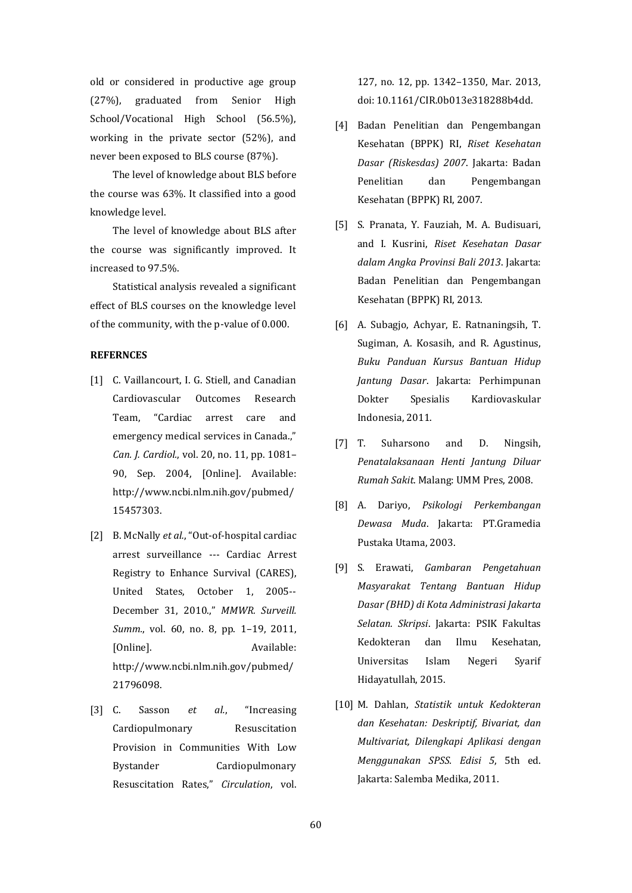old or considered in productive age group (27%), graduated from Senior High School/Vocational High School (56.5%), working in the private sector (52%), and never been exposed to BLS course (87%).

The level of knowledge about BLS before the course was 63%. It classified into a good knowledge level.

The level of knowledge about BLS after the course was significantly improved. It increased to 97.5%.

Statistical analysis revealed a significant effect of BLS courses on the knowledge level of the community, with the p-value of 0.000.

**REFERNCES**

[1] C. Vaillancourt, I. G. Stiell, and Canadian Cardiovascular Outcomes Research Team, "Cardiac arrest care and emergency medical services in Canada.," *Can. J. Cardiol.*, vol. 20, no. 11, pp. 1081–90, Sep. 2004, [Online]. Available: http://www.ncbi.nlm.nih.gov/pubmed/15457303.

[2] B. McNally *et al.*, "Out-of-hospital cardiac arrest surveillance --- Cardiac Arrest Registry to Enhance Survival (CARES), United States, October 1, 2005--December 31, 2010.," *MMWR. Surveill. Summ.*, vol. 60, no. 8, pp. 1–19, 2011, [Online]. Available: http://www.ncbi.nlm.nih.gov/pubmed/21796098.

[3] C. Sasson *et al.*, "Increasing Cardiopulmonary Resuscitation Provision in Communities With Low Bystander Cardiopulmonary Resuscitation Rates," *Circulation*, vol. 127, no. 12, pp. 1342–1350, Mar. 2013, doi: 10.1161/CIR.0b013e318288b4dd.

[4] Badan Penelitian dan Pengembangan Kesehatan (BPPK) RI, *Riset Kesehatan Dasar (Riskesdas) 2007*. Jakarta: Badan Penelitian dan Pengembangan Kesehatan (BPPK) RI, 2007.

[5] S. Pranata, Y. Fauziah, M. A. Budisuari, and I. Kusrini, *Riset Kesehatan Dasar dalam Angka Provinsi Bali 2013*. Jakarta: Badan Penelitian dan Pengembangan Kesehatan (BPPK) RI, 2013.

[6] A. Subagjo, Achyar, E. Ratnaningsih, T. Sugiman, A. Kosasih, and R. Agustinus, *Buku Panduan Kursus Bantuan Hidup Jantung Dasar*. Jakarta: Perhimpunan Dokter Spesialis Kardiovaskular Indonesia, 2011.

[7] T. Suharsono and D. Ningsih, *Penatalaksanaan Henti Jantung Diluar Rumah Sakit*. Malang: UMM Pres, 2008.

[8] A. Dariyo, *Psikologi Perkembangan Dewasa Muda*. Jakarta: PT.Gramedia Pustaka Utama, 2003.

[9] S. Erawati, *Gambaran Pengetahuan Masyarakat Tentang Bantuan Hidup Dasar (BHD) di Kota Administrasi Jakarta Selatan. Skripsi*. Jakarta: PSIK Fakultas Kedokteran dan Ilmu Kesehatan, Universitas Islam Negeri Syarif Hidayatullah, 2015.

[10] M. Dahlan, *Statistik untuk Kedokteran dan Kesehatan: Deskriptif, Bivariat, dan Multivariat, Dilengkapi Aplikasi dengan Menggunakan SPSS. Edisi 5*, 5th ed. Jakarta: Salemba Medika, 2011.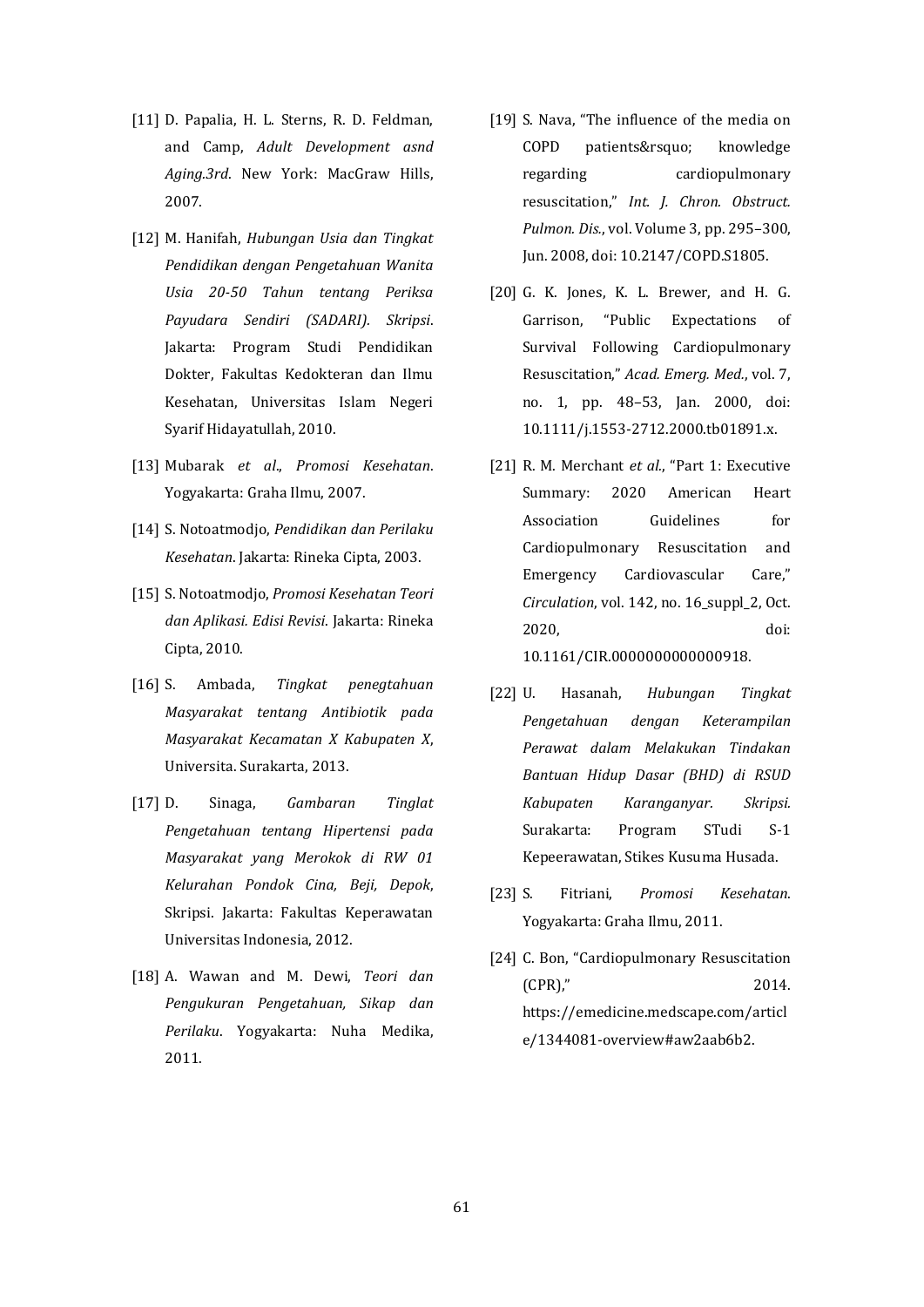[11] D. Papalia, H. L. Sterns, R. D. Feldman, and Camp, *Adult Development asnd Aging.3rd*. New York: MacGraw Hills, 2007.

[12] M. Hanifah, *Hubungan Usia dan Tingkat Pendidikan dengan Pengetahuan Wanita Usia 20-50 Tahun tentang Periksa Payudara Sendiri (SADARI). Skripsi*. Jakarta: Program Studi Pendidikan Dokter, Fakultas Kedokteran dan Ilmu Kesehatan, Universitas Islam Negeri Syarif Hidayatullah, 2010.

[13] Mubarak *et al*., *Promosi Kesehatan*. Yogyakarta: Graha Ilmu, 2007.

[14] S. Notoatmodjo, *Pendidikan dan Perilaku Kesehatan*. Jakarta: Rineka Cipta, 2003.

[15] S. Notoatmodjo, *Promosi Kesehatan Teori dan Aplikasi. Edisi Revisi*. Jakarta: Rineka Cipta, 2010.

[16] S. Ambada, *Tingkat penegtahuan Masyarakat tentang Antibiotik pada Masyarakat Kecamatan X Kabupaten X*, Universita. Surakarta, 2013.

[17] D. Sinaga, *Gambaran Tinglat Pengetahuan tentang Hipertensi pada Masyarakat yang Merokok di RW 01 Kelurahan Pondok Cina, Beji, Depok*, Skripsi. Jakarta: Fakultas Keperawatan Universitas Indonesia, 2012.

[18] A. Wawan and M. Dewi, *Teori dan Pengukuran Pengetahuan, Sikap dan Perilaku*. Yogyakarta: Nuha Medika, 2011.

[19] S. Nava, "The influence of the media on COPD patients&rsquo; knowledge regarding cardiopulmonary resuscitation," *Int. J. Chron. Obstruct. Pulmon. Dis.*, vol. Volume 3, pp. 295–300, Jun. 2008, doi: 10.2147/COPD.S1805.

[20] G. K. Jones, K. L. Brewer, and H. G. Garrison, "Public Expectations of Survival Following Cardiopulmonary Resuscitation," *Acad. Emerg. Med.*, vol. 7, no. 1, pp. 48–53, Jan. 2000, doi: 10.1111/j.1553-2712.2000.tb01891.x.

[21] R. M. Merchant *et al*., "Part 1: Executive Summary: 2020 American Heart Association Guidelines for Cardiopulmonary Resuscitation and Emergency Cardiovascular Care," *Circulation*, vol. 142, no. 16_suppl_2, Oct. 2020, doi: 10.1161/CIR.0000000000000918.

[22] U. Hasanah, *Hubungan Tingkat Pengetahuan dengan Keterampilan Perawat dalam Melakukan Tindakan Bantuan Hidup Dasar (BHD) di RSUD Kabupaten Karanganyar. Skripsi.* Surakarta: Program STudi S-1 Kepeerawatan, Stikes Kusuma Husada.

[23] S. Fitriani, *Promosi Kesehatan*. Yogyakarta: Graha Ilmu, 2011.

[24] C. Bon, "Cardiopulmonary Resuscitation (CPR)," 2014. https://emedicine.medscape.com/article/1344081-overview#aw2aab6b2.